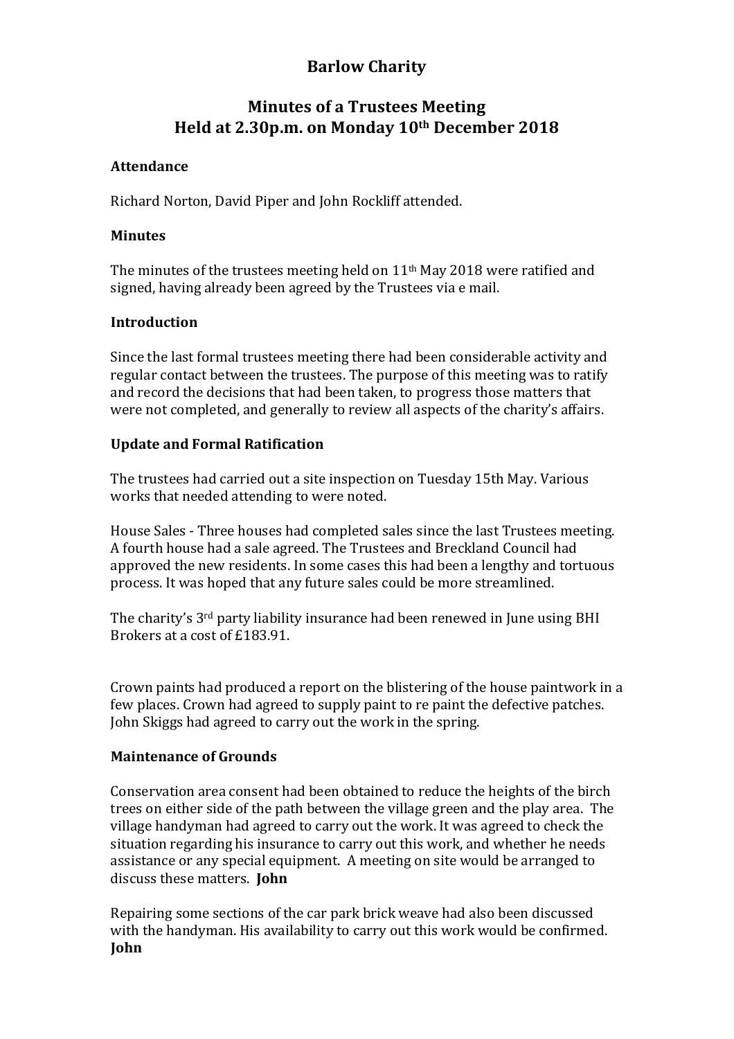# Barlow Charity

## Minutes of a Trustees Meeting
## Held at 2.30p.m. on Monday 10th December 2018

### Attendance

Richard Norton, David Piper and John Rockliff attended.

### Minutes

The minutes of the trustees meeting held on 11th May 2018 were ratified and signed, having already been agreed by the Trustees via e mail.

### Introduction

Since the last formal trustees meeting there had been considerable activity and regular contact between the trustees. The purpose of this meeting was to ratify and record the decisions that had been taken, to progress those matters that were not completed, and generally to review all aspects of the charity's affairs.

### Update and Formal Ratification

The trustees had carried out a site inspection on Tuesday 15th May. Various works that needed attending to were noted.

House Sales - Three houses had completed sales since the last Trustees meeting. A fourth house had a sale agreed. The Trustees and Breckland Council had approved the new residents. In some cases this had been a lengthy and tortuous process. It was hoped that any future sales could be more streamlined.

The charity's 3rd party liability insurance had been renewed in June using BHI Brokers at a cost of £183.91.

Crown paints had produced a report on the blistering of the house paintwork in a few places. Crown had agreed to supply paint to re paint the defective patches. John Skiggs had agreed to carry out the work in the spring.

### Maintenance of Grounds

Conservation area consent had been obtained to reduce the heights of the birch trees on either side of the path between the village green and the play area. The village handyman had agreed to carry out the work. It was agreed to check the situation regarding his insurance to carry out this work, and whether he needs assistance or any special equipment. A meeting on site would be arranged to discuss these matters. **John**

Repairing some sections of the car park brick weave had also been discussed with the handyman. His availability to carry out this work would be confirmed. **John**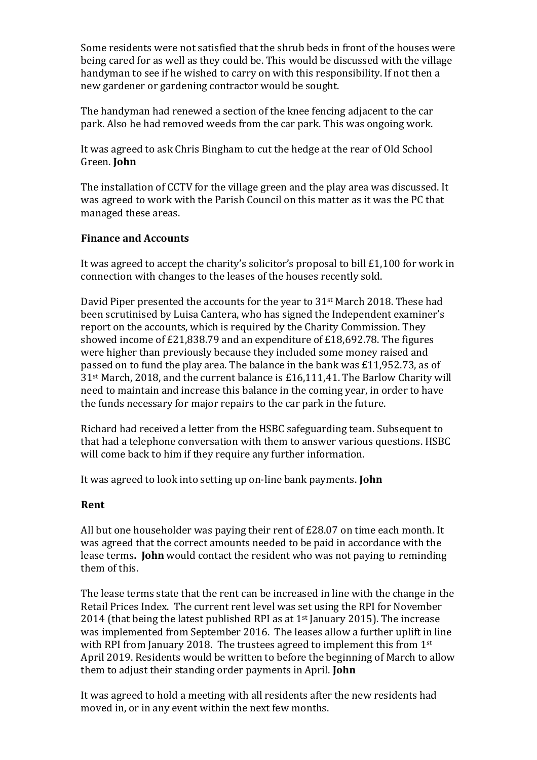Some residents were not satisfied that the shrub beds in front of the houses were being cared for as well as they could be. This would be discussed with the village handyman to see if he wished to carry on with this responsibility. If not then a new gardener or gardening contractor would be sought.

The handyman had renewed a section of the knee fencing adjacent to the car park. Also he had removed weeds from the car park. This was ongoing work.

It was agreed to ask Chris Bingham to cut the hedge at the rear of Old School Green. **John**

The installation of CCTV for the village green and the play area was discussed. It was agreed to work with the Parish Council on this matter as it was the PC that managed these areas.

**Finance and Accounts**

It was agreed to accept the charity's solicitor's proposal to bill £1,100 for work in connection with changes to the leases of the houses recently sold.

David Piper presented the accounts for the year to 31st March 2018. These had been scrutinised by Luisa Cantera, who has signed the Independent examiner's report on the accounts, which is required by the Charity Commission. They showed income of £21,838.79 and an expenditure of £18,692.78. The figures were higher than previously because they included some money raised and passed on to fund the play area. The balance in the bank was £11,952.73, as of 31st March, 2018, and the current balance is £16,111,41. The Barlow Charity will need to maintain and increase this balance in the coming year, in order to have the funds necessary for major repairs to the car park in the future.

Richard had received a letter from the HSBC safeguarding team. Subsequent to that had a telephone conversation with them to answer various questions. HSBC will come back to him if they require any further information.

It was agreed to look into setting up on-line bank payments. **John**

**Rent**

All but one householder was paying their rent of £28.07 on time each month. It was agreed that the correct amounts needed to be paid in accordance with the lease terms**. John** would contact the resident who was not paying to reminding them of this.

The lease terms state that the rent can be increased in line with the change in the Retail Prices Index. The current rent level was set using the RPI for November 2014 (that being the latest published RPI as at 1st January 2015). The increase was implemented from September 2016. The leases allow a further uplift in line with RPI from January 2018. The trustees agreed to implement this from 1st April 2019. Residents would be written to before the beginning of March to allow them to adjust their standing order payments in April. **John**

It was agreed to hold a meeting with all residents after the new residents had moved in, or in any event within the next few months.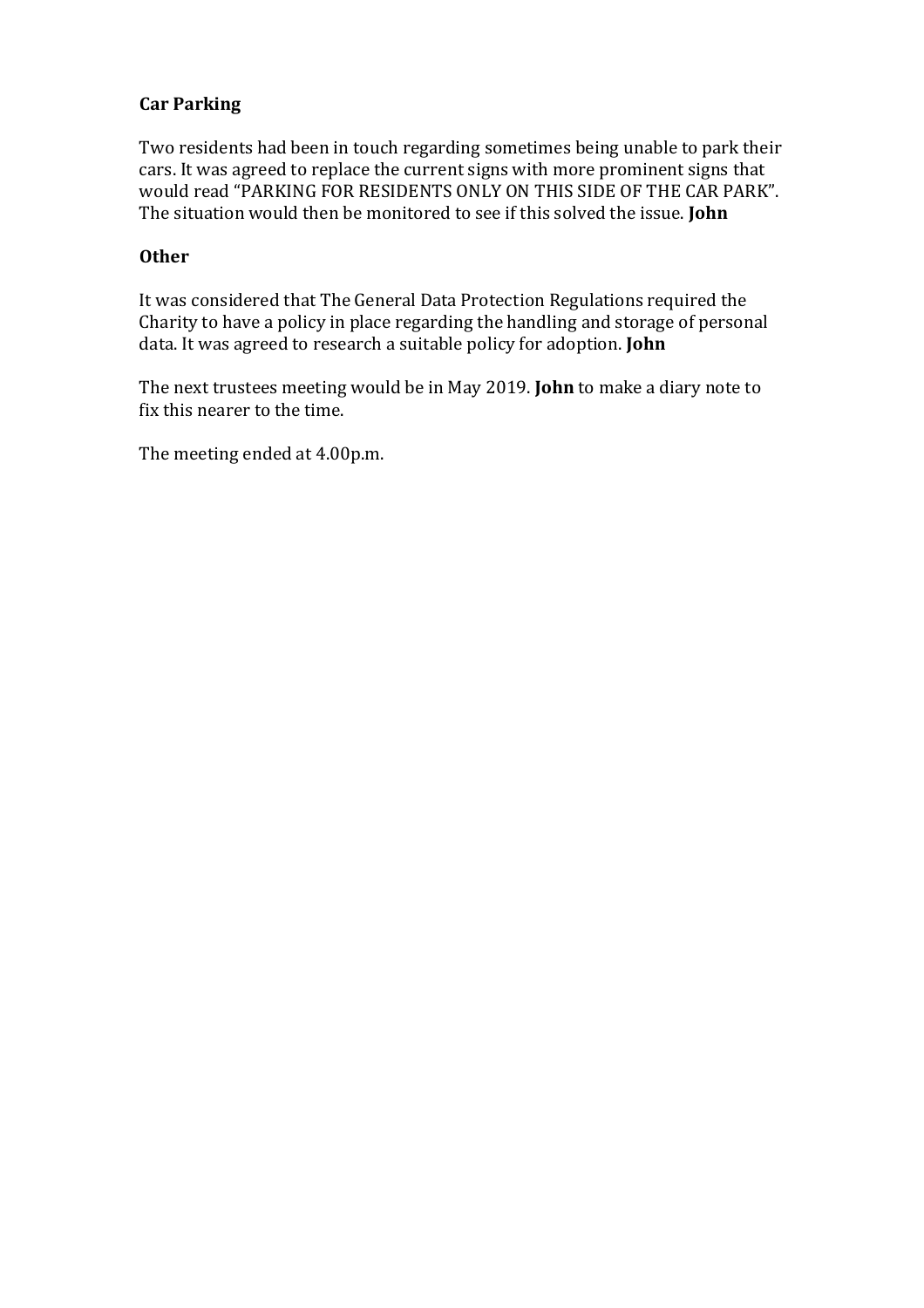**Car Parking**

Two residents had been in touch regarding sometimes being unable to park their cars. It was agreed to replace the current signs with more prominent signs that would read "PARKING FOR RESIDENTS ONLY ON THIS SIDE OF THE CAR PARK". The situation would then be monitored to see if this solved the issue. **John**

**Other**

It was considered that The General Data Protection Regulations required the Charity to have a policy in place regarding the handling and storage of personal data. It was agreed to research a suitable policy for adoption. **John**

The next trustees meeting would be in May 2019. **John** to make a diary note to fix this nearer to the time.

The meeting ended at 4.00p.m.